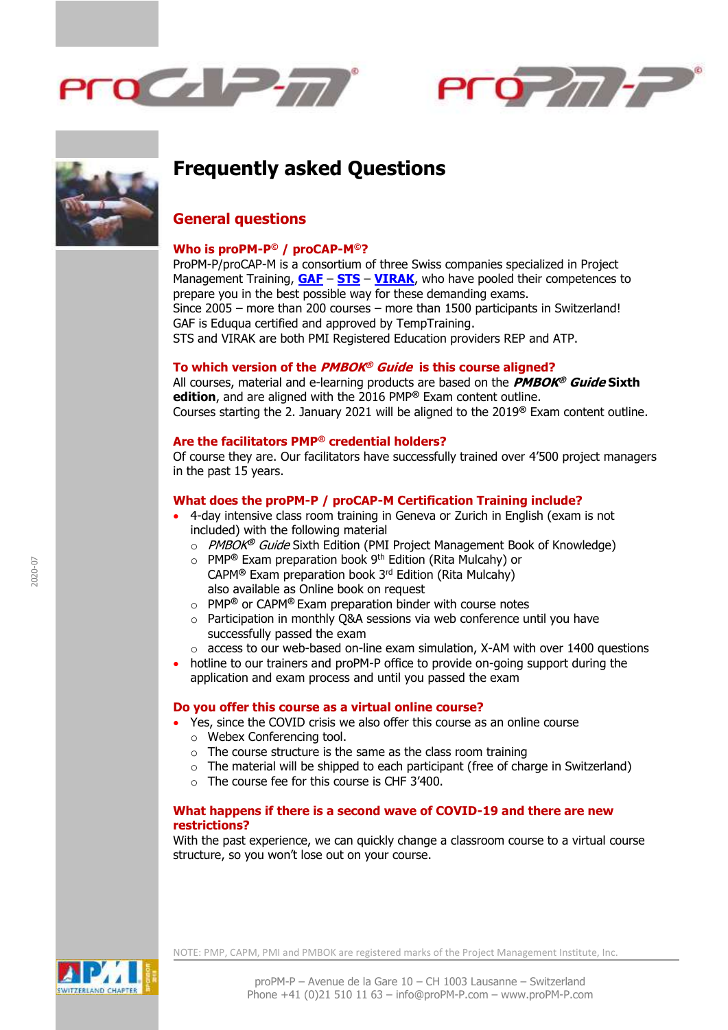# Frequently asked Questions

## General questions

### Who is proPM-P© / proCAP-M©?

ProPM-P/proCAP-M is a consortium of three Swiss companies specialized in Project Management Training, **GAF** – **STS** – **VIRAK**, who have pooled their competences to prepare you in the best possible way for these demanding exams.
Since 2005 – more than 200 courses – more than 1500 participants in Switzerland!
GAF is Eduqua certified and approved by TempTraining.
STS and VIRAK are both PMI Registered Education providers REP and ATP.

### To which version of the *PMBOK® Guide* is this course aligned?

All courses, material and e-learning products are based on the ***PMBOK® Guide* Sixth edition**, and are aligned with the 2016 PMP® Exam content outline.
Courses starting the 2. January 2021 will be aligned to the 2019® Exam content outline.

### Are the facilitators PMP® credential holders?

Of course they are. Our facilitators have successfully trained over 4'500 project managers in the past 15 years.

### What does the proPM-P / proCAP-M Certification Training include?

- 4-day intensive class room training in Geneva or Zurich in English (exam is not included) with the following material
  - *PMBOK® Guide* Sixth Edition (PMI Project Management Book of Knowledge)
  - PMP® Exam preparation book 9th Edition (Rita Mulcahy) or
    CAPM® Exam preparation book 3rd Edition (Rita Mulcahy)
    also available as Online book on request
  - PMP® or CAPM® Exam preparation binder with course notes
  - Participation in monthly Q&A sessions via web conference until you have successfully passed the exam
  - access to our web-based on-line exam simulation, X-AM with over 1400 questions
- hotline to our trainers and proPM-P office to provide on-going support during the application and exam process and until you passed the exam

### Do you offer this course as a virtual online course?

- Yes, since the COVID crisis we also offer this course as an online course
  - Webex Conferencing tool.
  - The course structure is the same as the class room training
  - The material will be shipped to each participant (free of charge in Switzerland)
  - The course fee for this course is CHF 3'400.

### What happens if there is a second wave of COVID-19 and there are new restrictions?

With the past experience, we can quickly change a classroom course to a virtual course structure, so you won't lose out on your course.

NOTE: PMP, CAPM, PMI and PMBOK are registered marks of the Project Management Institute, Inc.

proPM-P – Avenue de la Gare 10 – CH 1003 Lausanne – Switzerland
Phone +41 (0)21 510 11 63 – info@proPM-P.com – www.proPM-P.com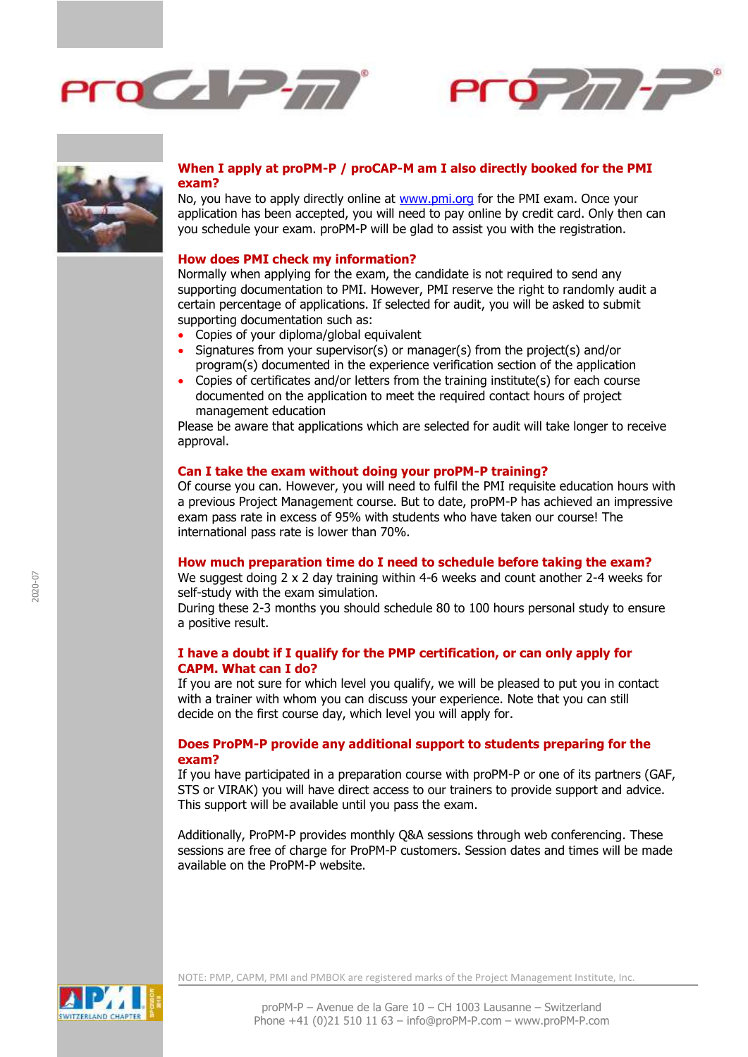### When I apply at proPM-P / proCAP-M am I also directly booked for the PMI exam?

No, you have to apply directly online at www.pmi.org for the PMI exam. Once your application has been accepted, you will need to pay online by credit card. Only then can you schedule your exam. proPM-P will be glad to assist you with the registration.

### How does PMI check my information?

Normally when applying for the exam, the candidate is not required to send any supporting documentation to PMI. However, PMI reserve the right to randomly audit a certain percentage of applications. If selected for audit, you will be asked to submit supporting documentation such as:

- Copies of your diploma/global equivalent
- Signatures from your supervisor(s) or manager(s) from the project(s) and/or program(s) documented in the experience verification section of the application
- Copies of certificates and/or letters from the training institute(s) for each course documented on the application to meet the required contact hours of project management education

Please be aware that applications which are selected for audit will take longer to receive approval.

### Can I take the exam without doing your proPM-P training?

Of course you can. However, you will need to fulfil the PMI requisite education hours with a previous Project Management course. But to date, proPM-P has achieved an impressive exam pass rate in excess of 95% with students who have taken our course! The international pass rate is lower than 70%.

### How much preparation time do I need to schedule before taking the exam?

We suggest doing 2 x 2 day training within 4-6 weeks and count another 2-4 weeks for self-study with the exam simulation.
During these 2-3 months you should schedule 80 to 100 hours personal study to ensure a positive result.

### I have a doubt if I qualify for the PMP certification, or can only apply for CAPM. What can I do?

If you are not sure for which level you qualify, we will be pleased to put you in contact with a trainer with whom you can discuss your experience. Note that you can still decide on the first course day, which level you will apply for.

### Does ProPM-P provide any additional support to students preparing for the exam?

If you have participated in a preparation course with proPM-P or one of its partners (GAF, STS or VIRAK) you will have direct access to our trainers to provide support and advice. This support will be available until you pass the exam.

Additionally, ProPM-P provides monthly Q&A sessions through web conferencing. These sessions are free of charge for ProPM-P customers. Session dates and times will be made available on the ProPM-P website.

NOTE: PMP, CAPM, PMI and PMBOK are registered marks of the Project Management Institute, Inc.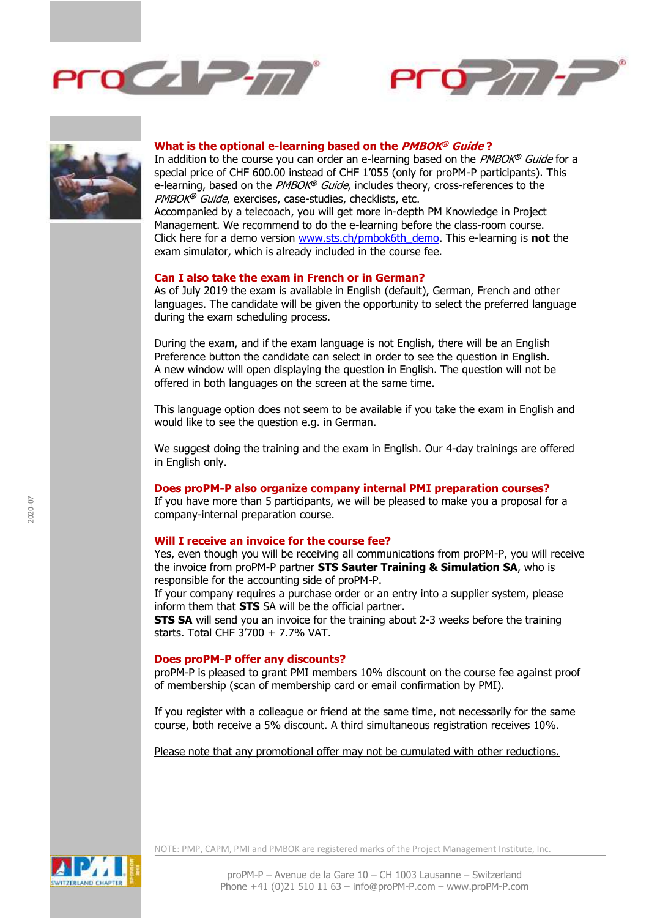### What is the optional e-learning based on the *PMBOK® Guide* ?

In addition to the course you can order an e-learning based on the *PMBOK® Guide* for a special price of CHF 600.00 instead of CHF 1'055 (only for proPM-P participants). This e-learning, based on the *PMBOK® Guide*, includes theory, cross-references to the *PMBOK® Guide*, exercises, case-studies, checklists, etc.
Accompanied by a telecoach, you will get more in-depth PM Knowledge in Project Management. We recommend to do the e-learning before the class-room course.
Click here for a demo version www.sts.ch/pmbok6th_demo. This e-learning is **not** the exam simulator, which is already included in the course fee.

### Can I also take the exam in French or in German?

As of July 2019 the exam is available in English (default), German, French and other languages. The candidate will be given the opportunity to select the preferred language during the exam scheduling process.

During the exam, and if the exam language is not English, there will be an English Preference button the candidate can select in order to see the question in English. A new window will open displaying the question in English. The question will not be offered in both languages on the screen at the same time.

This language option does not seem to be available if you take the exam in English and would like to see the question e.g. in German.

We suggest doing the training and the exam in English. Our 4-day trainings are offered in English only.

### Does proPM-P also organize company internal PMI preparation courses?

If you have more than 5 participants, we will be pleased to make you a proposal for a company-internal preparation course.

### Will I receive an invoice for the course fee?

Yes, even though you will be receiving all communications from proPM-P, you will receive the invoice from proPM-P partner **STS Sauter Training & Simulation SA**, who is responsible for the accounting side of proPM-P.
If your company requires a purchase order or an entry into a supplier system, please inform them that **STS** SA will be the official partner.
**STS SA** will send you an invoice for the training about 2-3 weeks before the training starts. Total CHF 3'700 + 7.7% VAT.

### Does proPM-P offer any discounts?

proPM-P is pleased to grant PMI members 10% discount on the course fee against proof of membership (scan of membership card or email confirmation by PMI).

If you register with a colleague or friend at the same time, not necessarily for the same course, both receive a 5% discount. A third simultaneous registration receives 10%.

Please note that any promotional offer may not be cumulated with other reductions.

NOTE: PMP, CAPM, PMI and PMBOK are registered marks of the Project Management Institute, Inc.

proPM-P – Avenue de la Gare 10 – CH 1003 Lausanne – Switzerland
Phone +41 (0)21 510 11 63 – info@proPM-P.com – www.proPM-P.com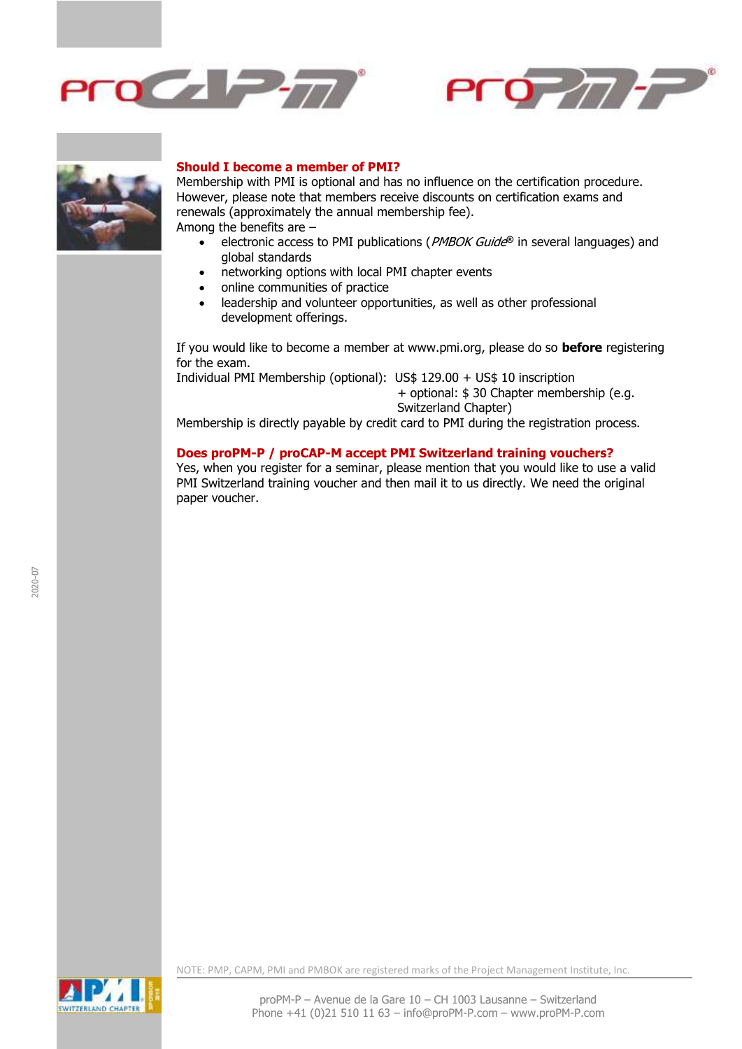### Should I become a member of PMI?

Membership with PMI is optional and has no influence on the certification procedure. However, please note that members receive discounts on certification exams and renewals (approximately the annual membership fee).

Among the benefits are –

- electronic access to PMI publications (*PMBOK Guide*® in several languages) and global standards
- networking options with local PMI chapter events
- online communities of practice
- leadership and volunteer opportunities, as well as other professional development offerings.

If you would like to become a member at www.pmi.org, please do so **before** registering for the exam.

Individual PMI Membership (optional): US$ 129.00 + US$ 10 inscription
+ optional: $ 30 Chapter membership (e.g. Switzerland Chapter)

Membership is directly payable by credit card to PMI during the registration process.

### Does proPM-P / proCAP-M accept PMI Switzerland training vouchers?

Yes, when you register for a seminar, please mention that you would like to use a valid PMI Switzerland training voucher and then mail it to us directly. We need the original paper voucher.

NOTE: PMP, CAPM, PMI and PMBOK are registered marks of the Project Management Institute, Inc.

proPM-P – Avenue de la Gare 10 – CH 1003 Lausanne – Switzerland
Phone +41 (0)21 510 11 63 – info@proPM-P.com – www.proPM-P.com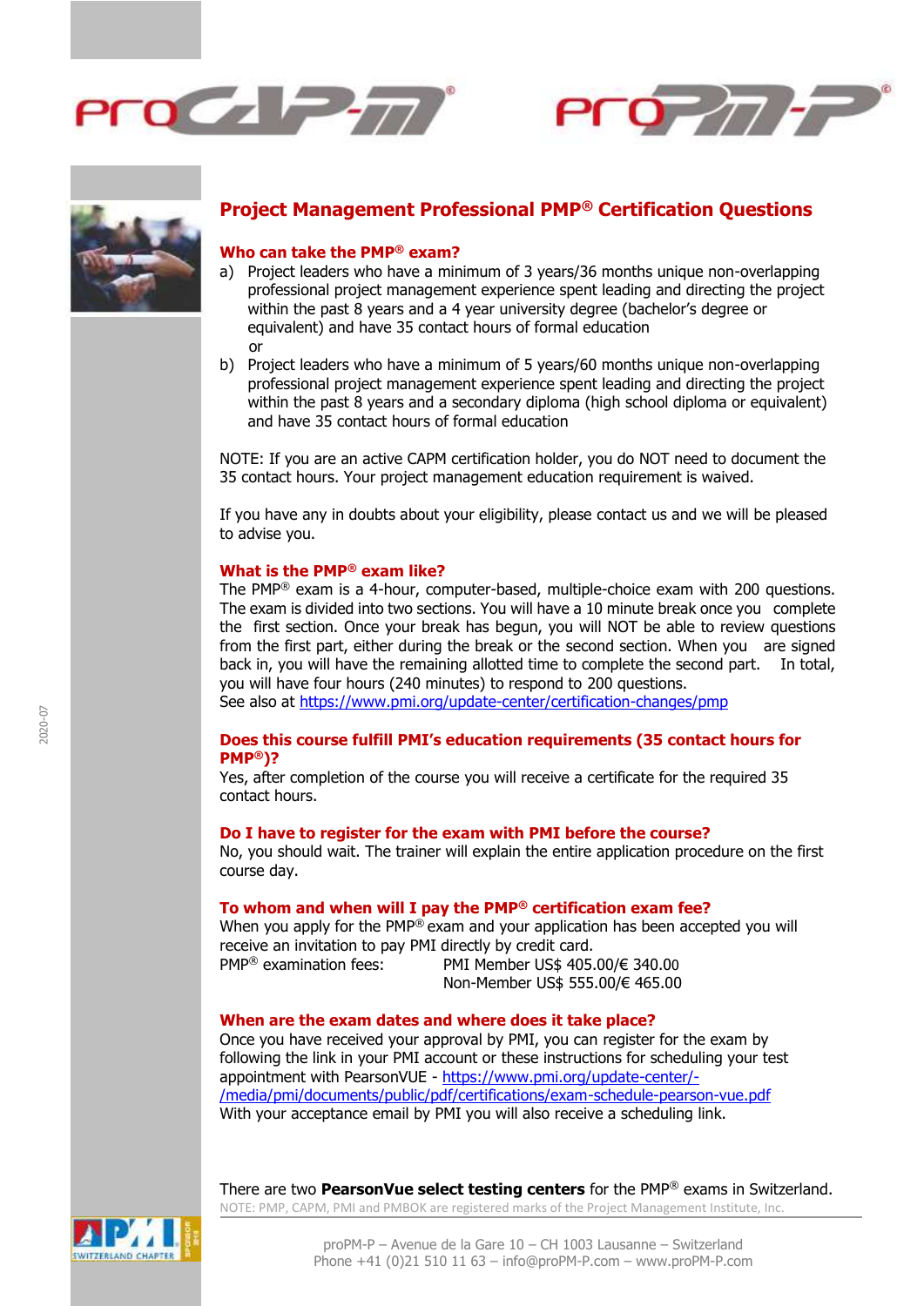# Project Management Professional PMP® Certification Questions

## Who can take the PMP® exam?

a) Project leaders who have a minimum of 3 years/36 months unique non-overlapping professional project management experience spent leading and directing the project within the past 8 years and a 4 year university degree (bachelor's degree or equivalent) and have 35 contact hours of formal education
or
b) Project leaders who have a minimum of 5 years/60 months unique non-overlapping professional project management experience spent leading and directing the project within the past 8 years and a secondary diploma (high school diploma or equivalent) and have 35 contact hours of formal education

NOTE: If you are an active CAPM certification holder, you do NOT need to document the 35 contact hours. Your project management education requirement is waived.

If you have any in doubts about your eligibility, please contact us and we will be pleased to advise you.

## What is the PMP® exam like?

The PMP® exam is a 4-hour, computer-based, multiple-choice exam with 200 questions. The exam is divided into two sections. You will have a 10 minute break once you complete the first section. Once your break has begun, you will NOT be able to review questions from the first part, either during the break or the second section. When you are signed back in, you will have the remaining allotted time to complete the second part. In total, you will have four hours (240 minutes) to respond to 200 questions.
See also at https://www.pmi.org/update-center/certification-changes/pmp

## Does this course fulfill PMI's education requirements (35 contact hours for PMP®)?

Yes, after completion of the course you will receive a certificate for the required 35 contact hours.

## Do I have to register for the exam with PMI before the course?

No, you should wait. The trainer will explain the entire application procedure on the first course day.

## To whom and when will I pay the PMP® certification exam fee?

When you apply for the PMP® exam and your application has been accepted you will receive an invitation to pay PMI directly by credit card.

| | |
|---|---|
| PMP® examination fees: | PMI Member US$ 405.00/€ 340.00 |
| | Non-Member US$ 555.00/€ 465.00 |

## When are the exam dates and where does it take place?

Once you have received your approval by PMI, you can register for the exam by following the link in your PMI account or these instructions for scheduling your test appointment with PearsonVUE - https://www.pmi.org/update-center/-/media/pmi/documents/public/pdf/certifications/exam-schedule-pearson-vue.pdf
With your acceptance email by PMI you will also receive a scheduling link.

There are two **PearsonVue select testing centers** for the PMP® exams in Switzerland.

NOTE: PMP, CAPM, PMI and PMBOK are registered marks of the Project Management Institute, Inc.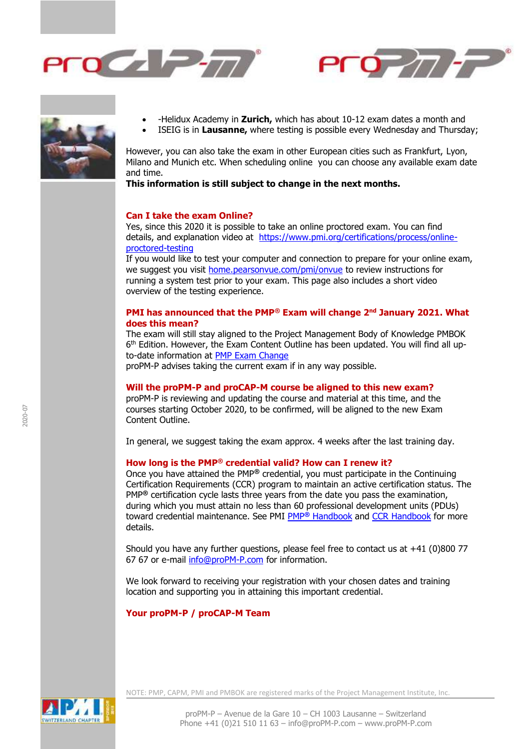- -Helidux Academy in **Zurich,** which has about 10-12 exam dates a month and
- ISEIG is in **Lausanne,** where testing is possible every Wednesday and Thursday;

However, you can also take the exam in other European cities such as Frankfurt, Lyon, Milano and Munich etc. When scheduling online you can choose any available exam date and time.
**This information is still subject to change in the next months.**

### Can I take the exam Online?

Yes, since this 2020 it is possible to take an online proctored exam. You can find details, and explanation video at https://www.pmi.org/certifications/process/online-proctored-testing
If you would like to test your computer and connection to prepare for your online exam, we suggest you visit home.pearsonvue.com/pmi/onvue to review instructions for running a system test prior to your exam. This page also includes a short video overview of the testing experience.

### PMI has announced that the PMP® Exam will change 2nd January 2021. What does this mean?

The exam will still stay aligned to the Project Management Body of Knowledge PMBOK 6th Edition. However, the Exam Content Outline has been updated. You will find all up-to-date information at PMP Exam Change
proPM-P advises taking the current exam if in any way possible.

### Will the proPM-P and proCAP-M course be aligned to this new exam?

proPM-P is reviewing and updating the course and material at this time, and the courses starting October 2020, to be confirmed, will be aligned to the new Exam Content Outline.

In general, we suggest taking the exam approx. 4 weeks after the last training day.

### How long is the PMP® credential valid? How can I renew it?

Once you have attained the PMP® credential, you must participate in the Continuing Certification Requirements (CCR) program to maintain an active certification status. The PMP® certification cycle lasts three years from the date you pass the examination, during which you must attain no less than 60 professional development units (PDUs) toward credential maintenance. See PMI PMP® Handbook and CCR Handbook for more details.

Should you have any further questions, please feel free to contact us at +41 (0)800 77 67 67 or e-mail info@proPM-P.com for information.

We look forward to receiving your registration with your chosen dates and training location and supporting you in attaining this important credential.

**Your proPM-P / proCAP-M Team**

NOTE: PMP, CAPM, PMI and PMBOK are registered marks of the Project Management Institute, Inc.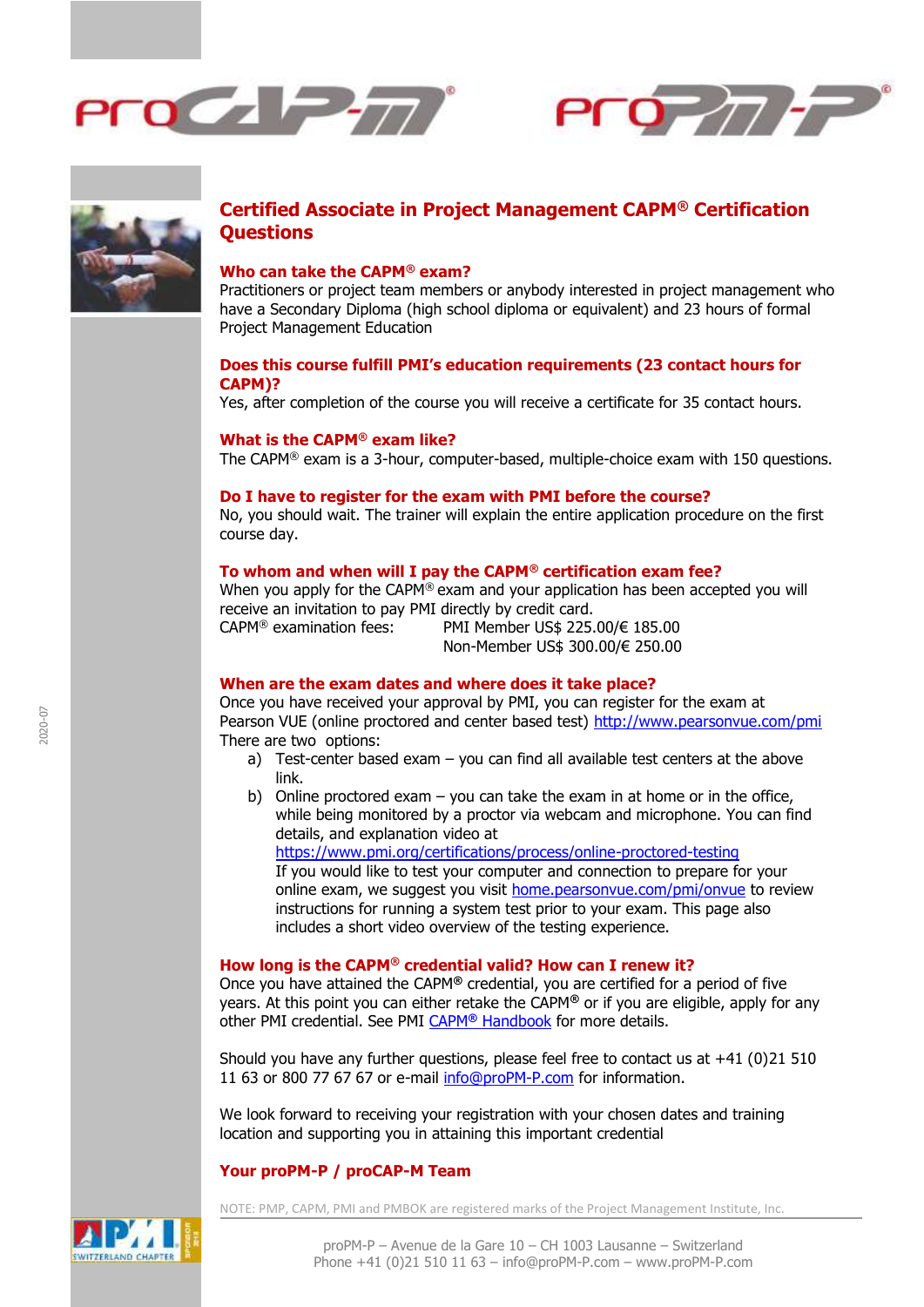## Certified Associate in Project Management CAPM® Certification Questions

### Who can take the CAPM® exam?

Practitioners or project team members or anybody interested in project management who have a Secondary Diploma (high school diploma or equivalent) and 23 hours of formal Project Management Education

### Does this course fulfill PMI's education requirements (23 contact hours for CAPM)?

Yes, after completion of the course you will receive a certificate for 35 contact hours.

### What is the CAPM® exam like?

The CAPM® exam is a 3-hour, computer-based, multiple-choice exam with 150 questions.

### Do I have to register for the exam with PMI before the course?

No, you should wait. The trainer will explain the entire application procedure on the first course day.

### To whom and when will I pay the CAPM® certification exam fee?

When you apply for the CAPM® exam and your application has been accepted you will receive an invitation to pay PMI directly by credit card.

| | |
|---|---|
| CAPM® examination fees: | PMI Member US$ 225.00/€ 185.00 |
| | Non-Member US$ 300.00/€ 250.00 |

### When are the exam dates and where does it take place?

Once you have received your approval by PMI, you can register for the exam at Pearson VUE (online proctored and center based test) http://www.pearsonvue.com/pmi

There are two options:

a) Test-center based exam – you can find all available test centers at the above link.

b) Online proctored exam – you can take the exam in at home or in the office, while being monitored by a proctor via webcam and microphone. You can find details, and explanation video at https://www.pmi.org/certifications/process/online-proctored-testing
If you would like to test your computer and connection to prepare for your online exam, we suggest you visit home.pearsonvue.com/pmi/onvue to review instructions for running a system test prior to your exam. This page also includes a short video overview of the testing experience.

### How long is the CAPM® credential valid? How can I renew it?

Once you have attained the CAPM® credential, you are certified for a period of five years. At this point you can either retake the CAPM® or if you are eligible, apply for any other PMI credential. See PMI CAPM® Handbook for more details.

Should you have any further questions, please feel free to contact us at +41 (0)21 510 11 63 or 800 77 67 67 or e-mail info@proPM-P.com for information.

We look forward to receiving your registration with your chosen dates and training location and supporting you in attaining this important credential

**Your proPM-P / proCAP-M Team**

NOTE: PMP, CAPM, PMI and PMBOK are registered marks of the Project Management Institute, Inc.

proPM-P – Avenue de la Gare 10 – CH 1003 Lausanne – Switzerland
Phone +41 (0)21 510 11 63 – info@proPM-P.com – www.proPM-P.com